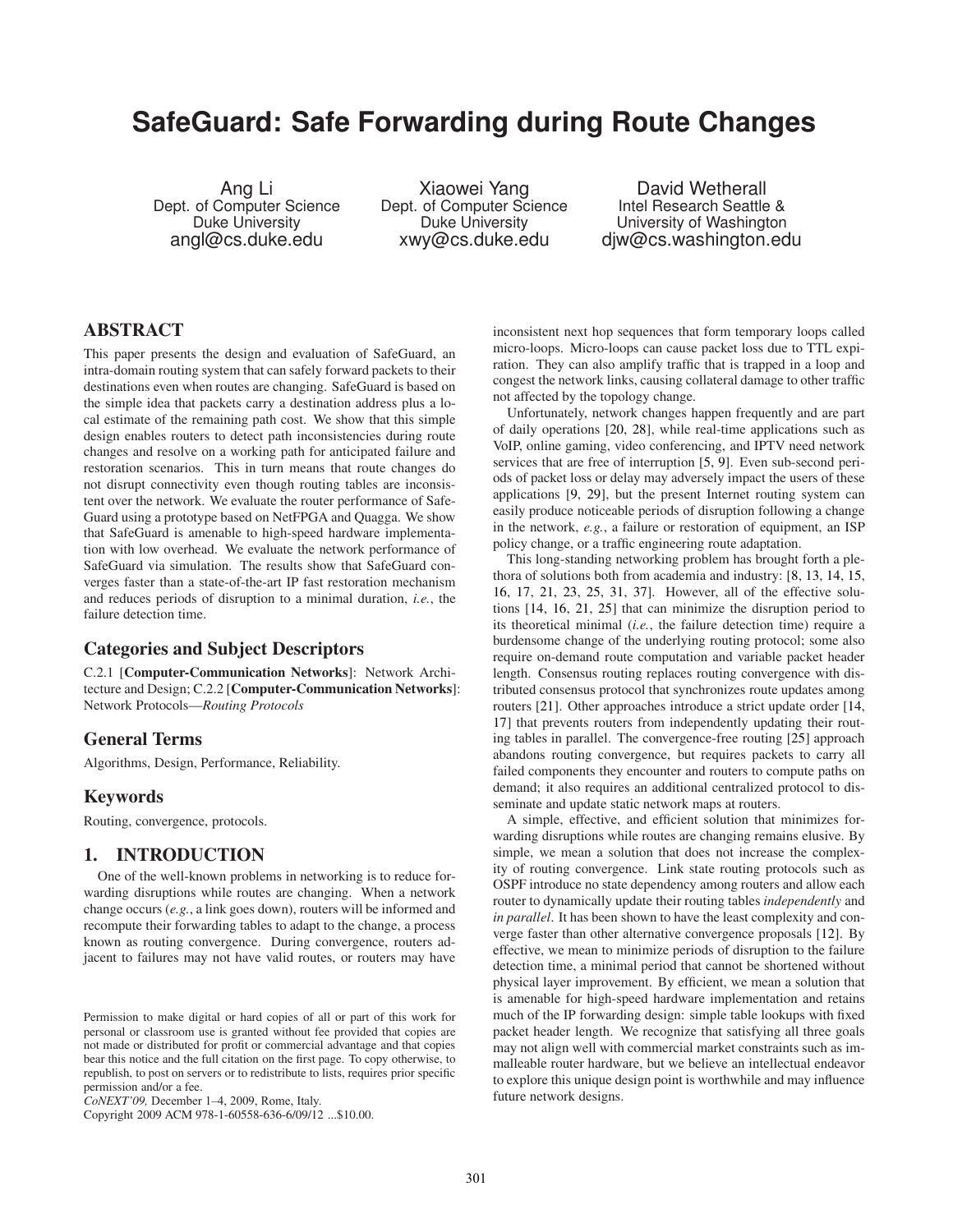# SafeGuard: Safe Forwarding during Route Changes

Ang Li
Dept. of Computer Science
Duke University
angl@cs.duke.edu

Xiaowei Yang
Dept. of Computer Science
Duke University
xwy@cs.duke.edu

David Wetherall
Intel Research Seattle &
University of Washington
djw@cs.washington.edu

## ABSTRACT

This paper presents the design and evaluation of SafeGuard, an intra-domain routing system that can safely forward packets to their destinations even when routes are changing. SafeGuard is based on the simple idea that packets carry a destination address plus a local estimate of the remaining path cost. We show that this simple design enables routers to detect path inconsistencies during route changes and resolve on a working path for anticipated failure and restoration scenarios. This in turn means that route changes do not disrupt connectivity even though routing tables are inconsistent over the network. We evaluate the router performance of SafeGuard using a prototype based on NetFPGA and Quagga. We show that SafeGuard is amenable to high-speed hardware implementation with low overhead. We evaluate the network performance of SafeGuard via simulation. The results show that SafeGuard converges faster than a state-of-the-art IP fast restoration mechanism and reduces periods of disruption to a minimal duration, *i.e.*, the failure detection time.

### Categories and Subject Descriptors

C.2.1 [**Computer-Communication Networks**]: Network Architecture and Design; C.2.2 [**Computer-Communication Networks**]: Network Protocols—*Routing Protocols*

### General Terms

Algorithms, Design, Performance, Reliability.

### Keywords

Routing, convergence, protocols.

## 1. INTRODUCTION

One of the well-known problems in networking is to reduce forwarding disruptions while routes are changing. When a network change occurs (*e.g.*, a link goes down), routers will be informed and recompute their forwarding tables to adapt to the change, a process known as routing convergence. During convergence, routers adjacent to failures may not have valid routes, or routers may have inconsistent next hop sequences that form temporary loops called micro-loops. Micro-loops can cause packet loss due to TTL expiration. They can also amplify traffic that is trapped in a loop and congest the network links, causing collateral damage to other traffic not affected by the topology change.

Unfortunately, network changes happen frequently and are part of daily operations [20, 28], while real-time applications such as VoIP, online gaming, video conferencing, and IPTV need network services that are free of interruption [5, 9]. Even sub-second periods of packet loss or delay may adversely impact the users of these applications [9, 29], but the present Internet routing system can easily produce noticeable periods of disruption following a change in the network, *e.g.*, a failure or restoration of equipment, an ISP policy change, or a traffic engineering route adaptation.

This long-standing networking problem has brought forth a plethora of solutions both from academia and industry: [8, 13, 14, 15, 16, 17, 21, 23, 25, 31, 37]. However, all of the effective solutions [14, 16, 21, 25] that can minimize the disruption period to its theoretical minimal (*i.e.*, the failure detection time) require a burdensome change of the underlying routing protocol; some also require on-demand route computation and variable packet header length. Consensus routing replaces routing convergence with distributed consensus protocol that synchronizes route updates among routers [21]. Other approaches introduce a strict update order [14, 17] that prevents routers from independently updating their routing tables in parallel. The convergence-free routing [25] approach abandons routing convergence, but requires packets to carry all failed components they encounter and routers to compute paths on demand; it also requires an additional centralized protocol to disseminate and update static network maps at routers.

A simple, effective, and efficient solution that minimizes forwarding disruptions while routes are changing remains elusive. By simple, we mean a solution that does not increase the complexity of routing convergence. Link state routing protocols such as OSPF introduce no state dependency among routers and allow each router to dynamically update their routing tables *independently* and *in parallel*. It has been shown to have the least complexity and converge faster than other alternative convergence proposals [12]. By effective, we mean to minimize periods of disruption to the failure detection time, a minimal period that cannot be shortened without physical layer improvement. By efficient, we mean a solution that is amenable for high-speed hardware implementation and retains much of the IP forwarding design: simple table lookups with fixed packet header length. We recognize that satisfying all three goals may not align well with commercial market constraints such as immalleable router hardware, but we believe an intellectual endeavor to explore this unique design point is worthwhile and may influence future network designs.

Permission to make digital or hard copies of all or part of this work for personal or classroom use is granted without fee provided that copies are not made or distributed for profit or commercial advantage and that copies bear this notice and the full citation on the first page. To copy otherwise, to republish, to post on servers or to redistribute to lists, requires prior specific permission and/or a fee.
*CoNEXT'09,* December 1–4, 2009, Rome, Italy.
Copyright 2009 ACM 978-1-60558-636-6/09/12 ...$10.00.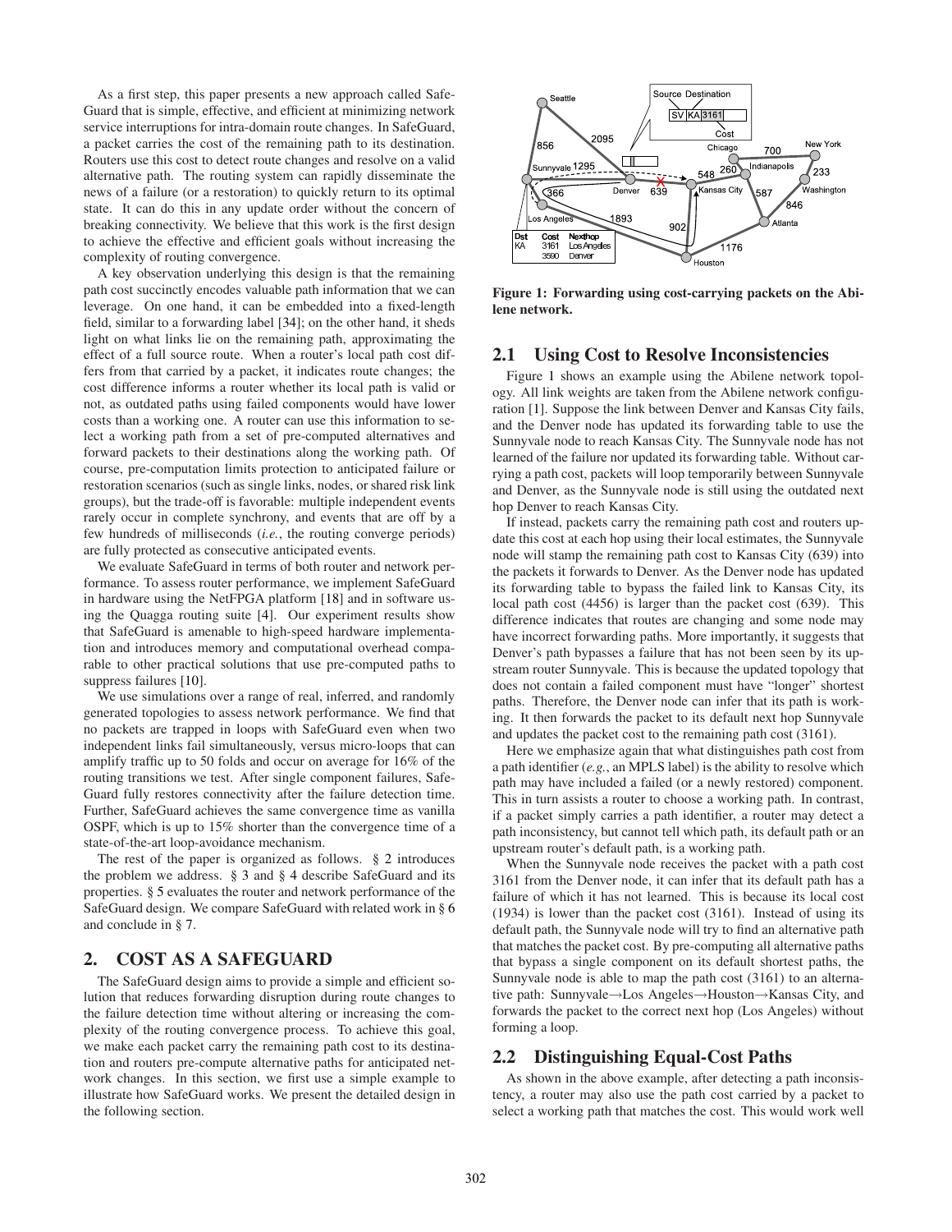As a first step, this paper presents a new approach called SafeGuard that is simple, effective, and efficient at minimizing network service interruptions for intra-domain route changes. In SafeGuard, a packet carries the cost of the remaining path to its destination. Routers use this cost to detect route changes and resolve on a valid alternative path. The routing system can rapidly disseminate the news of a failure (or a restoration) to quickly return to its optimal state. It can do this in any update order without the concern of breaking connectivity. We believe that this work is the first design to achieve the effective and efficient goals without increasing the complexity of routing convergence.

A key observation underlying this design is that the remaining path cost succinctly encodes valuable path information that we can leverage. On one hand, it can be embedded into a fixed-length field, similar to a forwarding label [34]; on the other hand, it sheds light on what links lie on the remaining path, approximating the effect of a full source route. When a router's local path cost differs from that carried by a packet, it indicates route changes; the cost difference informs a router whether its local path is valid or not, as outdated paths using failed components would have lower costs than a working one. A router can use this information to select a working path from a set of pre-computed alternatives and forward packets to their destinations along the working path. Of course, pre-computation limits protection to anticipated failure or restoration scenarios (such as single links, nodes, or shared risk link groups), but the trade-off is favorable: multiple independent events rarely occur in complete synchrony, and events that are off by a few hundreds of milliseconds (*i.e.*, the routing converge periods) are fully protected as consecutive anticipated events.

We evaluate SafeGuard in terms of both router and network performance. To assess router performance, we implement SafeGuard in hardware using the NetFPGA platform [18] and in software using the Quagga routing suite [4]. Our experiment results show that SafeGuard is amenable to high-speed hardware implementation and introduces memory and computational overhead comparable to other practical solutions that use pre-computed paths to suppress failures [10].

We use simulations over a range of real, inferred, and randomly generated topologies to assess network performance. We find that no packets are trapped in loops with SafeGuard even when two independent links fail simultaneously, versus micro-loops that can amplify traffic up to 50 folds and occur on average for 16% of the routing transitions we test. After single component failures, SafeGuard fully restores connectivity after the failure detection time. Further, SafeGuard achieves the same convergence time as vanilla OSPF, which is up to 15% shorter than the convergence time of a state-of-the-art loop-avoidance mechanism.

The rest of the paper is organized as follows. § 2 introduces the problem we address. § 3 and § 4 describe SafeGuard and its properties. § 5 evaluates the router and network performance of the SafeGuard design. We compare SafeGuard with related work in § 6 and conclude in § 7.

## 2. COST AS A SAFEGUARD

The SafeGuard design aims to provide a simple and efficient solution that reduces forwarding disruption during route changes to the failure detection time without altering or increasing the complexity of the routing convergence process. To achieve this goal, we make each packet carry the remaining path cost to its destination and routers pre-compute alternative paths for anticipated network changes. In this section, we first use a simple example to illustrate how SafeGuard works. We present the detailed design in the following section.

**Figure 1: Forwarding using cost-carrying packets on the Abilene network.**

### 2.1 Using Cost to Resolve Inconsistencies

Figure 1 shows an example using the Abilene network topology. All link weights are taken from the Abilene network configuration [1]. Suppose the link between Denver and Kansas City fails, and the Denver node has updated its forwarding table to use the Sunnyvale node to reach Kansas City. The Sunnyvale node has not learned of the failure nor updated its forwarding table. Without carrying a path cost, packets will loop temporarily between Sunnyvale and Denver, as the Sunnyvale node is still using the outdated next hop Denver to reach Kansas City.

If instead, packets carry the remaining path cost and routers update this cost at each hop using their local estimates, the Sunnyvale node will stamp the remaining path cost to Kansas City (639) into the packets it forwards to Denver. As the Denver node has updated its forwarding table to bypass the failed link to Kansas City, its local path cost (4456) is larger than the packet cost (639). This difference indicates that routes are changing and some node may have incorrect forwarding paths. More importantly, it suggests that Denver's path bypasses a failure that has not been seen by its upstream router Sunnyvale. This is because the updated topology that does not contain a failed component must have "longer" shortest paths. Therefore, the Denver node can infer that its path is working. It then forwards the packet to its default next hop Sunnyvale and updates the packet cost to the remaining path cost (3161).

Here we emphasize again that what distinguishes path cost from a path identifier (*e.g.*, an MPLS label) is the ability to resolve which path may have included a failed (or a newly restored) component. This in turn assists a router to choose a working path. In contrast, if a packet simply carries a path identifier, a router may detect a path inconsistency, but cannot tell which path, its default path or an upstream router's default path, is a working path.

When the Sunnyvale node receives the packet with a path cost 3161 from the Denver node, it can infer that its default path has a failure of which it has not learned. This is because its local cost (1934) is lower than the packet cost (3161). Instead of using its default path, the Sunnyvale node will try to find an alternative path that matches the packet cost. By pre-computing all alternative paths that bypass a single component on its default shortest paths, the Sunnyvale node is able to map the path cost (3161) to an alternative path: Sunnyvale→Los Angeles→Houston→Kansas City, and forwards the packet to the correct next hop (Los Angeles) without forming a loop.

### 2.2 Distinguishing Equal-Cost Paths

As shown in the above example, after detecting a path inconsistency, a router may also use the path cost carried by a packet to select a working path that matches the cost. This would work well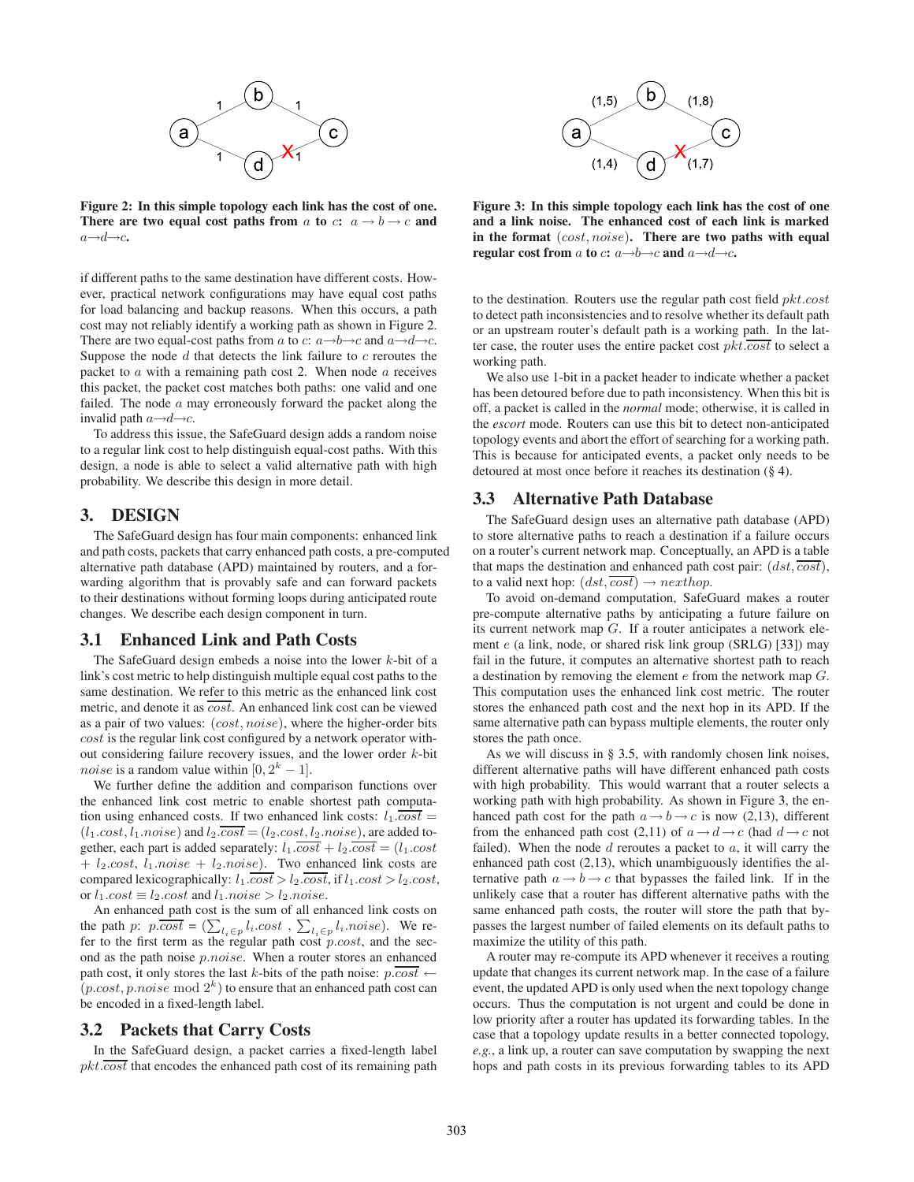**Figure 2: In this simple topology each link has the cost of one. There are two equal cost paths from $a$ to $c$: $a \rightarrow b \rightarrow c$ and $a \rightarrow d \rightarrow c$.**

**Figure 3: In this simple topology each link has the cost of one and a link noise. The enhanced cost of each link is marked in the format $(cost, noise)$. There are two paths with equal regular cost from $a$ to $c$: $a \rightarrow b \rightarrow c$ and $a \rightarrow d \rightarrow c$.**

if different paths to the same destination have different costs. However, practical network configurations may have equal cost paths for load balancing and backup reasons. When this occurs, a path cost may not reliably identify a working path as shown in Figure 2. There are two equal-cost paths from $a$ to $c$: $a \rightarrow b \rightarrow c$ and $a \rightarrow d \rightarrow c$. Suppose the node $d$ that detects the link failure to $c$ reroutes the packet to $a$ with a remaining path cost 2. When node $a$ receives this packet, the packet cost matches both paths: one valid and one failed. The node $a$ may erroneously forward the packet along the invalid path $a \rightarrow d \rightarrow c$.

To address this issue, the SafeGuard design adds a random noise to a regular link cost to help distinguish equal-cost paths. With this design, a node is able to select a valid alternative path with high probability. We describe this design in more detail.

# 3. DESIGN

The SafeGuard design has four main components: enhanced link and path costs, packets that carry enhanced path costs, a pre-computed alternative path database (APD) maintained by routers, and a forwarding algorithm that is provably safe and can forward packets to their destinations without forming loops during anticipated route changes. We describe each design component in turn.

## 3.1 Enhanced Link and Path Costs

The SafeGuard design embeds a noise into the lower $k$-bit of a link's cost metric to help distinguish multiple equal cost paths to the same destination. We refer to this metric as the enhanced link cost metric, and denote it as $\overline{cost}$. An enhanced link cost can be viewed as a pair of two values: $(cost, noise)$, where the higher-order bits $cost$ is the regular link cost configured by a network operator without considering failure recovery issues, and the lower order $k$-bit $noise$ is a random value within $[0, 2^k - 1]$.

We further define the addition and comparison functions over the enhanced link cost metric to enable shortest path computation using enhanced costs. If two enhanced link costs: $l_1.\overline{cost} = (l_1.cost, l_1.noise)$ and $l_2.\overline{cost} = (l_2.cost, l_2.noise)$, are added together, each part is added separately: $l_1.\overline{cost} + l_2.\overline{cost} = (l_1.cost + l_2.cost,\ l_1.noise + l_2.noise)$. Two enhanced link costs are compared lexicographically: $l_1.\overline{cost} > l_2.\overline{cost}$, if $l_1.cost > l_2.cost$, or $l_1.cost \equiv l_2.cost$ and $l_1.noise > l_2.noise$.

An enhanced path cost is the sum of all enhanced link costs on the path $p$: $p.\overline{cost} = (\sum_{l_i \in p} l_i.cost\ ,\ \sum_{l_i \in p} l_i.noise)$. We refer to the first term as the regular path cost $p.cost$, and the second as the path noise $p.noise$. When a router stores an enhanced path cost, it only stores the last $k$-bits of the path noise: $p.\overline{cost} \leftarrow (p.cost, p.noise \bmod 2^k)$ to ensure that an enhanced path cost can be encoded in a fixed-length label.

## 3.2 Packets that Carry Costs

In the SafeGuard design, a packet carries a fixed-length label $pkt.\overline{cost}$ that encodes the enhanced path cost of its remaining path to the destination. Routers use the regular path cost field $pkt.cost$ to detect path inconsistencies and to resolve whether its default path or an upstream router's default path is a working path. In the latter case, the router uses the entire packet cost $pkt.\overline{cost}$ to select a working path.

We also use 1-bit in a packet header to indicate whether a packet has been detoured before due to path inconsistency. When this bit is off, a packet is called in the *normal* mode; otherwise, it is called in the *escort* mode. Routers can use this bit to detect non-anticipated topology events and abort the effort of searching for a working path. This is because for anticipated events, a packet only needs to be detoured at most once before it reaches its destination (§ 4).

## 3.3 Alternative Path Database

The SafeGuard design uses an alternative path database (APD) to store alternative paths to reach a destination if a failure occurs on a router's current network map. Conceptually, an APD is a table that maps the destination and enhanced path cost pair: $(dst, \overline{cost})$, to a valid next hop: $(dst, \overline{cost}) \rightarrow nexthop$.

To avoid on-demand computation, SafeGuard makes a router pre-compute alternative paths by anticipating a future failure on its current network map $G$. If a router anticipates a network element $e$ (a link, node, or shared risk link group (SRLG) [33]) may fail in the future, it computes an alternative shortest path to reach a destination by removing the element $e$ from the network map $G$. This computation uses the enhanced link cost metric. The router stores the enhanced path cost and the next hop in its APD. If the same alternative path can bypass multiple elements, the router only stores the path once.

As we will discuss in § 3.5, with randomly chosen link noises, different alternative paths will have different enhanced path costs with high probability. This would warrant that a router selects a working path with high probability. As shown in Figure 3, the enhanced path cost for the path $a \rightarrow b \rightarrow c$ is now (2,13), different from the enhanced path cost (2,11) of $a \rightarrow d \rightarrow c$ (had $d \rightarrow c$ not failed). When the node $d$ reroutes a packet to $a$, it will carry the enhanced path cost (2,13), which unambiguously identifies the alternative path $a \rightarrow b \rightarrow c$ that bypasses the failed link. If in the unlikely case that a router has different alternative paths with the same enhanced path costs, the router will store the path that bypasses the largest number of failed elements on its default paths to maximize the utility of this path.

A router may re-compute its APD whenever it receives a routing update that changes its current network map. In the case of a failure event, the updated APD is only used when the next topology change occurs. Thus the computation is not urgent and could be done in low priority after a router has updated its forwarding tables. In the case that a topology update results in a better connected topology, *e.g.*, a link up, a router can save computation by swapping the next hops and path costs in its previous forwarding tables to its APD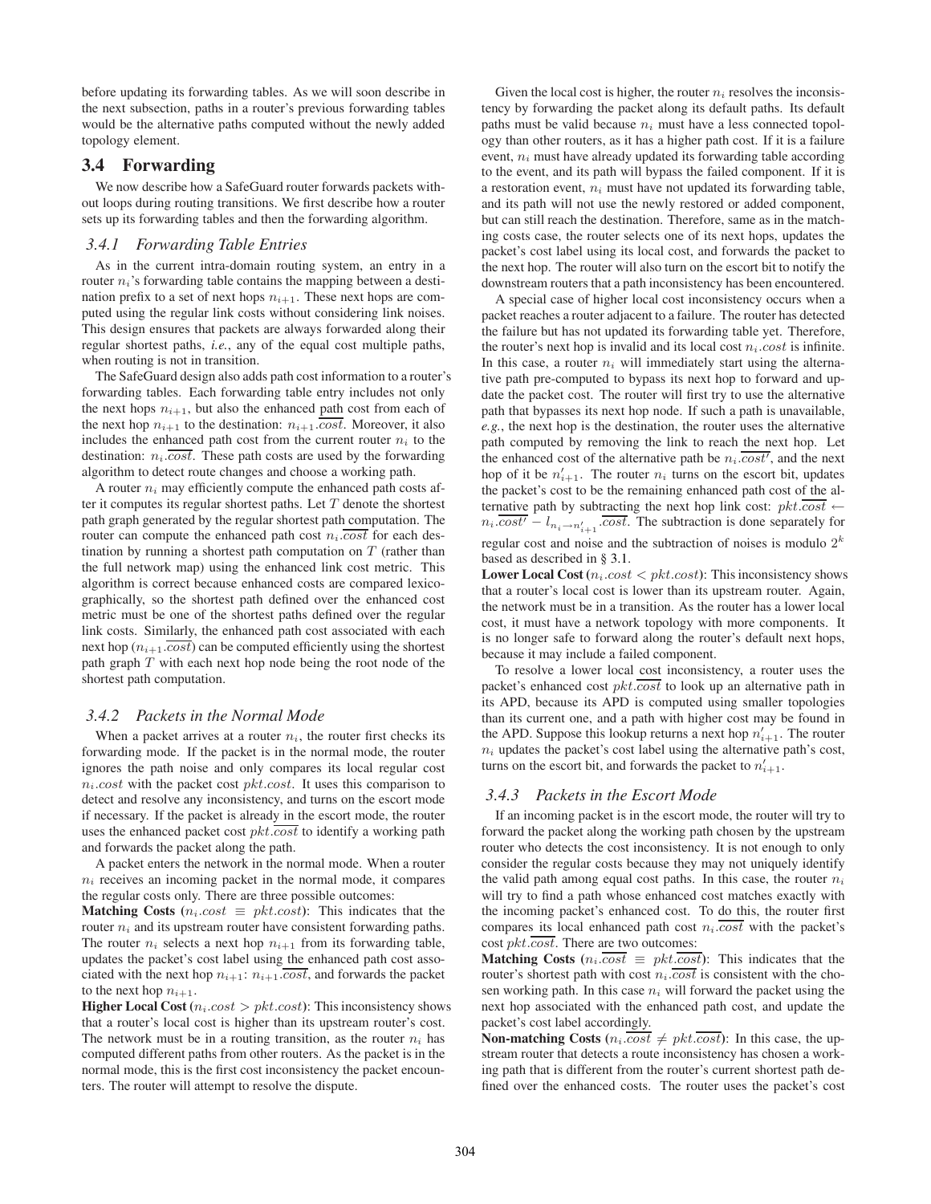before updating its forwarding tables. As we will soon describe in the next subsection, paths in a router's previous forwarding tables would be the alternative paths computed without the newly added topology element.

## 3.4 Forwarding

We now describe how a SafeGuard router forwards packets without loops during routing transitions. We first describe how a router sets up its forwarding tables and then the forwarding algorithm.

### 3.4.1 Forwarding Table Entries

As in the current intra-domain routing system, an entry in a router $n_i$'s forwarding table contains the mapping between a destination prefix to a set of next hops $n_{i+1}$. These next hops are computed using the regular link costs without considering link noises. This design ensures that packets are always forwarded along their regular shortest paths, *i.e.*, any of the equal cost multiple paths, when routing is not in transition.

The SafeGuard design also adds path cost information to a router's forwarding tables. Each forwarding table entry includes not only the next hops $n_{i+1}$, but also the enhanced path cost from each of the next hop $n_{i+1}$ to the destination: $n_{i+1}.\overline{cost}$. Moreover, it also includes the enhanced path cost from the current router $n_i$ to the destination: $n_i.\overline{cost}$. These path costs are used by the forwarding algorithm to detect route changes and choose a working path.

A router $n_i$ may efficiently compute the enhanced path costs after it computes its regular shortest paths. Let $T$ denote the shortest path graph generated by the regular shortest path computation. The router can compute the enhanced path cost $n_i.\overline{cost}$ for each destination by running a shortest path computation on $T$ (rather than the full network map) using the enhanced link cost metric. This algorithm is correct because enhanced costs are compared lexicographically, so the shortest path defined over the enhanced cost metric must be one of the shortest paths defined over the regular link costs. Similarly, the enhanced path cost associated with each next hop ($n_{i+1}.\overline{cost}$) can be computed efficiently using the shortest path graph $T$ with each next hop node being the root node of the shortest path computation.

### 3.4.2 Packets in the Normal Mode

When a packet arrives at a router $n_i$, the router first checks its forwarding mode. If the packet is in the normal mode, the router ignores the path noise and only compares its local regular cost $n_i.cost$ with the packet cost $pkt.cost$. It uses this comparison to detect and resolve any inconsistency, and turns on the escort mode if necessary. If the packet is already in the escort mode, the router uses the enhanced packet cost $pkt.\overline{cost}$ to identify a working path and forwards the packet along the path.

A packet enters the network in the normal mode. When a router $n_i$ receives an incoming packet in the normal mode, it compares the regular costs only. There are three possible outcomes:

**Matching Costs ($n_i.cost \equiv pkt.cost$):** This indicates that the router $n_i$ and its upstream router have consistent forwarding paths. The router $n_i$ selects a next hop $n_{i+1}$ from its forwarding table, updates the packet's cost label using the enhanced path cost associated with the next hop $n_{i+1}$: $n_{i+1}.\overline{cost}$, and forwards the packet to the next hop $n_{i+1}$.

**Higher Local Cost ($n_i.cost > pkt.cost$):** This inconsistency shows that a router's local cost is higher than its upstream router's cost. The network must be in a routing transition, as the router $n_i$ has computed different paths from other routers. As the packet is in the normal mode, this is the first cost inconsistency the packet encounters. The router will attempt to resolve the dispute.

Given the local cost is higher, the router $n_i$ resolves the inconsistency by forwarding the packet along its default paths. Its default paths must be valid because $n_i$ must have a less connected topology than other routers, as it has a higher path cost. If it is a failure event, $n_i$ must have already updated its forwarding table according to the event, and its path will bypass the failed component. If it is a restoration event, $n_i$ must have not updated its forwarding table, and its path will not use the newly restored or added component, but can still reach the destination. Therefore, same as in the matching costs case, the router selects one of its next hops, updates the packet's cost label using its local cost, and forwards the packet to the next hop. The router will also turn on the escort bit to notify the downstream routers that a path inconsistency has been encountered.

A special case of higher local cost inconsistency occurs when a packet reaches a router adjacent to a failure. The router has detected the failure but has not updated its forwarding table yet. Therefore, the router's next hop is invalid and its local cost $n_i.cost$ is infinite. In this case, a router $n_i$ will immediately start using the alternative path pre-computed to bypass its next hop to forward and update the packet cost. The router will first try to use the alternative path that bypasses its next hop node. If such a path is unavailable, *e.g.*, the next hop is the destination, the router uses the alternative path computed by removing the link to reach the next hop. Let the enhanced cost of the alternative path be $n_i.\overline{cost'}$, and the next hop of it be $n'_{i+1}$. The router $n_i$ turns on the escort bit, updates the packet's cost to be the remaining enhanced path cost of the alternative path by subtracting the next hop link cost: $pkt.\overline{cost} \leftarrow n_i.\overline{cost'} - l_{n_i \rightarrow n'_{i+1}}.\overline{cost}$. The subtraction is done separately for regular cost and noise and the subtraction of noises is modulo $2^k$ based as described in § 3.1.

**Lower Local Cost ($n_i.cost < pkt.cost$):** This inconsistency shows that a router's local cost is lower than its upstream router. Again, the network must be in a transition. As the router has a lower local cost, it must have a network topology with more components. It is no longer safe to forward along the router's default next hops, because it may include a failed component.

To resolve a lower local cost inconsistency, a router uses the packet's enhanced cost $pkt.\overline{cost}$ to look up an alternative path in its APD, because its APD is computed using smaller topologies than its current one, and a path with higher cost may be found in the APD. Suppose this lookup returns a next hop $n'_{i+1}$. The router $n_i$ updates the packet's cost label using the alternative path's cost, turns on the escort bit, and forwards the packet to $n'_{i+1}$.

### 3.4.3 Packets in the Escort Mode

If an incoming packet is in the escort mode, the router will try to forward the packet along the working path chosen by the upstream router who detects the cost inconsistency. It is not enough to only consider the regular costs because they may not uniquely identify the valid path among equal cost paths. In this case, the router $n_i$ will try to find a path whose enhanced cost matches exactly with the incoming packet's enhanced cost. To do this, the router first compares its local enhanced path cost $n_i.\overline{cost}$ with the packet's cost $pkt.\overline{cost}$. There are two outcomes:

**Matching Costs ($n_i.\overline{cost} \equiv pkt.\overline{cost}$):** This indicates that the router's shortest path with cost $n_i.\overline{cost}$ is consistent with the chosen working path. In this case $n_i$ will forward the packet using the next hop associated with the enhanced path cost, and update the packet's cost label accordingly.

**Non-matching Costs ($n_i.\overline{cost} \neq pkt.\overline{cost}$):** In this case, the upstream router that detects a route inconsistency has chosen a working path that is different from the router's current shortest path defined over the enhanced costs. The router uses the packet's cost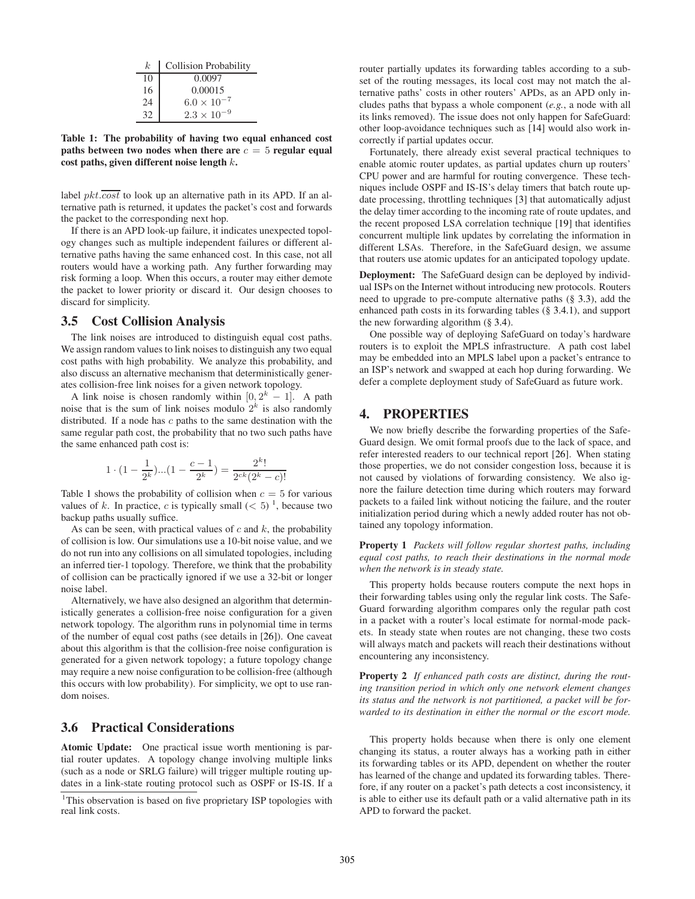| $k$ | Collision Probability |
|---|---|
| 10 | 0.0097 |
| 16 | 0.00015 |
| 24 | $6.0 \times 10^{-7}$ |
| 32 | $2.3 \times 10^{-9}$ |

**Table 1: The probability of having two equal enhanced cost paths between two nodes when there are $c = 5$ regular equal cost paths, given different noise length $k$.**

label $pkt.\overline{cost}$ to look up an alternative path in its APD. If an alternative path is returned, it updates the packet's cost and forwards the packet to the corresponding next hop.

If there is an APD look-up failure, it indicates unexpected topology changes such as multiple independent failures or different alternative paths having the same enhanced cost. In this case, not all routers would have a working path. Any further forwarding may risk forming a loop. When this occurs, a router may either demote the packet to lower priority or discard it. Our design chooses to discard for simplicity.

## 3.5 Cost Collision Analysis

The link noises are introduced to distinguish equal cost paths. We assign random values to link noises to distinguish any two equal cost paths with high probability. We analyze this probability, and also discuss an alternative mechanism that deterministically generates collision-free link noises for a given network topology.

A link noise is chosen randomly within $[0, 2^k - 1]$. A path noise that is the sum of link noises modulo $2^k$ is also randomly distributed. If a node has $c$ paths to the same destination with the same regular path cost, the probability that no two such paths have the same enhanced path cost is:

$$1 \cdot (1 - \frac{1}{2^k})...(1 - \frac{c-1}{2^k}) = \frac{2^k!}{2^{ck}(2^k - c)!}$$

Table 1 shows the probability of collision when $c = 5$ for various values of $k$. In practice, $c$ is typically small ($< 5$) [1], because two backup paths usually suffice.

As can be seen, with practical values of $c$ and $k$, the probability of collision is low. Our simulations use a 10-bit noise value, and we do not run into any collisions on all simulated topologies, including an inferred tier-1 topology. Therefore, we think that the probability of collision can be practically ignored if we use a 32-bit or longer noise label.

Alternatively, we have also designed an algorithm that deterministically generates a collision-free noise configuration for a given network topology. The algorithm runs in polynomial time in terms of the number of equal cost paths (see details in [26]). One caveat about this algorithm is that the collision-free noise configuration is generated for a given network topology; a future topology change may require a new noise configuration to be collision-free (although this occurs with low probability). For simplicity, we opt to use random noises.

## 3.6 Practical Considerations

**Atomic Update:** One practical issue worth mentioning is partial router updates. A topology change involving multiple links (such as a node or SRLG failure) will trigger multiple routing updates in a link-state routing protocol such as OSPF or IS-IS. If a router partially updates its forwarding tables according to a subset of the routing messages, its local cost may not match the alternative paths' costs in other routers' APDs, as an APD only includes paths that bypass a whole component (*e.g.*, a node with all its links removed). The issue does not only happen for SafeGuard: other loop-avoidance techniques such as [14] would also work incorrectly if partial updates occur.

Fortunately, there already exist several practical techniques to enable atomic router updates, as partial updates churn up routers' CPU power and are harmful for routing convergence. These techniques include OSPF and IS-IS's delay timers that batch route update processing, throttling techniques [3] that automatically adjust the delay timer according to the incoming rate of route updates, and the recent proposed LSA correlation technique [19] that identifies concurrent multiple link updates by correlating the information in different LSAs. Therefore, in the SafeGuard design, we assume that routers use atomic updates for an anticipated topology update.

**Deployment:** The SafeGuard design can be deployed by individual ISPs on the Internet without introducing new protocols. Routers need to upgrade to pre-compute alternative paths (§ 3.3), add the enhanced path costs in its forwarding tables (§ 3.4.1), and support the new forwarding algorithm (§ 3.4).

One possible way of deploying SafeGuard on today's hardware routers is to exploit the MPLS infrastructure. A path cost label may be embedded into an MPLS label upon a packet's entrance to an ISP's network and swapped at each hop during forwarding. We defer a complete deployment study of SafeGuard as future work.

# 4. PROPERTIES

We now briefly describe the forwarding properties of the SafeGuard design. We omit formal proofs due to the lack of space, and refer interested readers to our technical report [26]. When stating those properties, we do not consider congestion loss, because it is not caused by violations of forwarding consistency. We also ignore the failure detection time during which routers may forward packets to a failed link without noticing the failure, and the router initialization period during which a newly added router has not obtained any topology information.

**Property 1** *Packets will follow regular shortest paths, including equal cost paths, to reach their destinations in the normal mode when the network is in steady state.*

This property holds because routers compute the next hops in their forwarding tables using only the regular link costs. The SafeGuard forwarding algorithm compares only the regular path cost in a packet with a router's local estimate for normal-mode packets. In steady state when routes are not changing, these two costs will always match and packets will reach their destinations without encountering any inconsistency.

**Property 2** *If enhanced path costs are distinct, during the routing transition period in which only one network element changes its status and the network is not partitioned, a packet will be forwarded to its destination in either the normal or the escort mode.*

This property holds because when there is only one element changing its status, a router always has a working path in either its forwarding tables or its APD, dependent on whether the router has learned of the change and updated its forwarding tables. Therefore, if any router on a packet's path detects a cost inconsistency, it is able to either use its default path or a valid alternative path in its APD to forward the packet.

[1] This observation is based on five proprietary ISP topologies with real link costs.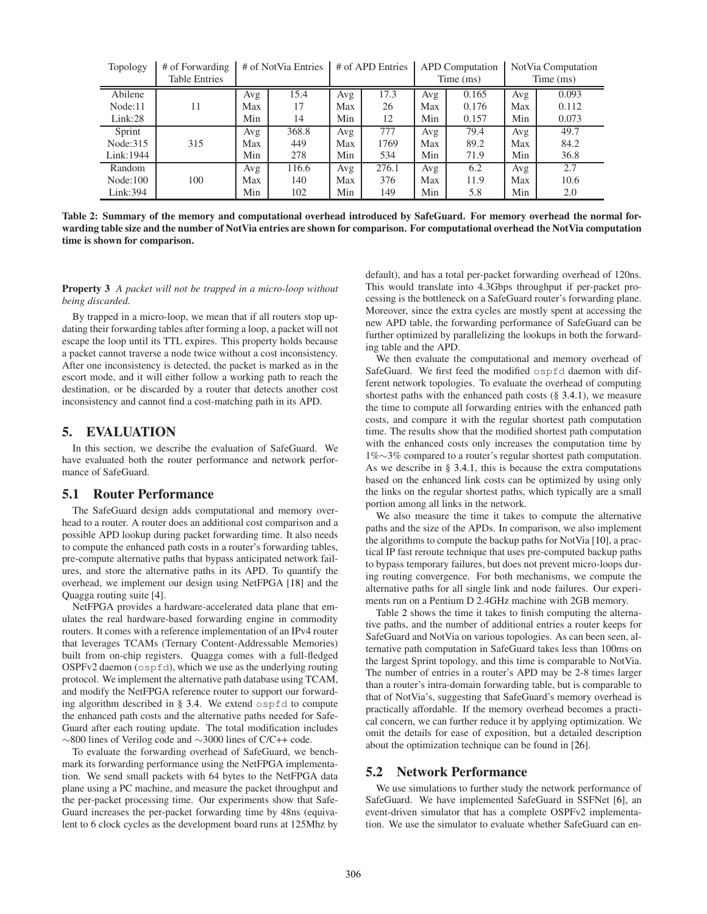| Topology | # of Forwarding Table Entries | # of NotVia Entries | | # of APD Entries | | APD Computation Time (ms) | | NotVia Computation Time (ms) | |
|---|---|---|---|---|---|---|---|---|---|
| Abilene | | Avg | 15.4 | Avg | 17.3 | Avg | 0.165 | Avg | 0.093 |
| Node:11 | 11 | Max | 17 | Max | 26 | Max | 0.176 | Max | 0.112 |
| Link:28 | | Min | 14 | Min | 12 | Min | 0.157 | Min | 0.073 |
| Sprint | | Avg | 368.8 | Avg | 777 | Avg | 79.4 | Avg | 49.7 |
| Node:315 | 315 | Max | 449 | Max | 1769 | Max | 89.2 | Max | 84.2 |
| Link:1944 | | Min | 278 | Min | 534 | Min | 71.9 | Min | 36.8 |
| Random | | Avg | 116.6 | Avg | 276.1 | Avg | 6.2 | Avg | 2.7 |
| Node:100 | 100 | Max | 140 | Max | 376 | Max | 11.9 | Max | 10.6 |
| Link:394 | | Min | 102 | Min | 149 | Min | 5.8 | Min | 2.0 |

**Table 2: Summary of the memory and computational overhead introduced by SafeGuard. For memory overhead the normal forwarding table size and the number of NotVia entries are shown for comparison. For computational overhead the NotVia computation time is shown for comparison.**

**Property 3** *A packet will not be trapped in a micro-loop without being discarded.*

By trapped in a micro-loop, we mean that if all routers stop updating their forwarding tables after forming a loop, a packet will not escape the loop until its TTL expires. This property holds because a packet cannot traverse a node twice without a cost inconsistency. After one inconsistency is detected, the packet is marked as in the escort mode, and it will either follow a working path to reach the destination, or be discarded by a router that detects another cost inconsistency and cannot find a cost-matching path in its APD.

## 5. EVALUATION

In this section, we describe the evaluation of SafeGuard. We have evaluated both the router performance and network performance of SafeGuard.

### 5.1 Router Performance

The SafeGuard design adds computational and memory overhead to a router. A router does an additional cost comparison and a possible APD lookup during packet forwarding time. It also needs to compute the enhanced path costs in a router's forwarding tables, pre-compute alternative paths that bypass anticipated network failures, and store the alternative paths in its APD. To quantify the overhead, we implement our design using NetFPGA [18] and the Quagga routing suite [4].

NetFPGA provides a hardware-accelerated data plane that emulates the real hardware-based forwarding engine in commodity routers. It comes with a reference implementation of an IPv4 router that leverages TCAMs (Ternary Content-Addressable Memories) built from on-chip registers. Quagga comes with a full-fledged OSPFv2 daemon (`ospfd`), which we use as the underlying routing protocol. We implement the alternative path database using TCAM, and modify the NetFPGA reference router to support our forwarding algorithm described in § 3.4. We extend `ospfd` to compute the enhanced path costs and the alternative paths needed for SafeGuard after each routing update. The total modification includes ~800 lines of Verilog code and ~3000 lines of C/C++ code.

To evaluate the forwarding overhead of SafeGuard, we benchmark its forwarding performance using the NetFPGA implementation. We send small packets with 64 bytes to the NetFPGA data plane using a PC machine, and measure the packet throughput and the per-packet processing time. Our experiments show that SafeGuard increases the per-packet forwarding time by 48ns (equivalent to 6 clock cycles as the development board runs at 125Mhz by default), and has a total per-packet forwarding overhead of 120ns. This would translate into 4.3Gbps throughput if per-packet processing is the bottleneck on a SafeGuard router's forwarding plane. Moreover, since the extra cycles are mostly spent at accessing the new APD table, the forwarding performance of SafeGuard can be further optimized by parallelizing the lookups in both the forwarding table and the APD.

We then evaluate the computational and memory overhead of SafeGuard. We first feed the modified `ospfd` daemon with different network topologies. To evaluate the overhead of computing shortest paths with the enhanced path costs (§ 3.4.1), we measure the time to compute all forwarding entries with the enhanced path costs, and compare it with the regular shortest path computation time. The results show that the modified shortest path computation with the enhanced costs only increases the computation time by 1%~3% compared to a router's regular shortest path computation. As we describe in § 3.4.1, this is because the extra computations based on the enhanced link costs can be optimized by using only the links on the regular shortest paths, which typically are a small portion among all links in the network.

We also measure the time it takes to compute the alternative paths and the size of the APDs. In comparison, we also implement the algorithms to compute the backup paths for NotVia [10], a practical IP fast reroute technique that uses pre-computed backup paths to bypass temporary failures, but does not prevent micro-loops during routing convergence. For both mechanisms, we compute the alternative paths for all single link and node failures. Our experiments run on a Pentium D 2.4GHz machine with 2GB memory.

Table 2 shows the time it takes to finish computing the alternative paths, and the number of additional entries a router keeps for SafeGuard and NotVia on various topologies. As can been seen, alternative path computation in SafeGuard takes less than 100ms on the largest Sprint topology, and this time is comparable to NotVia. The number of entries in a router's APD may be 2-8 times larger than a router's intra-domain forwarding table, but is comparable to that of NotVia's, suggesting that SafeGuard's memory overhead is practically affordable. If the memory overhead becomes a practical concern, we can further reduce it by applying optimization. We omit the details for ease of exposition, but a detailed description about the optimization technique can be found in [26].

### 5.2 Network Performance

We use simulations to further study the network performance of SafeGuard. We have implemented SafeGuard in SSFNet [6], an event-driven simulator that has a complete OSPFv2 implementation. We use the simulator to evaluate whether SafeGuard can en-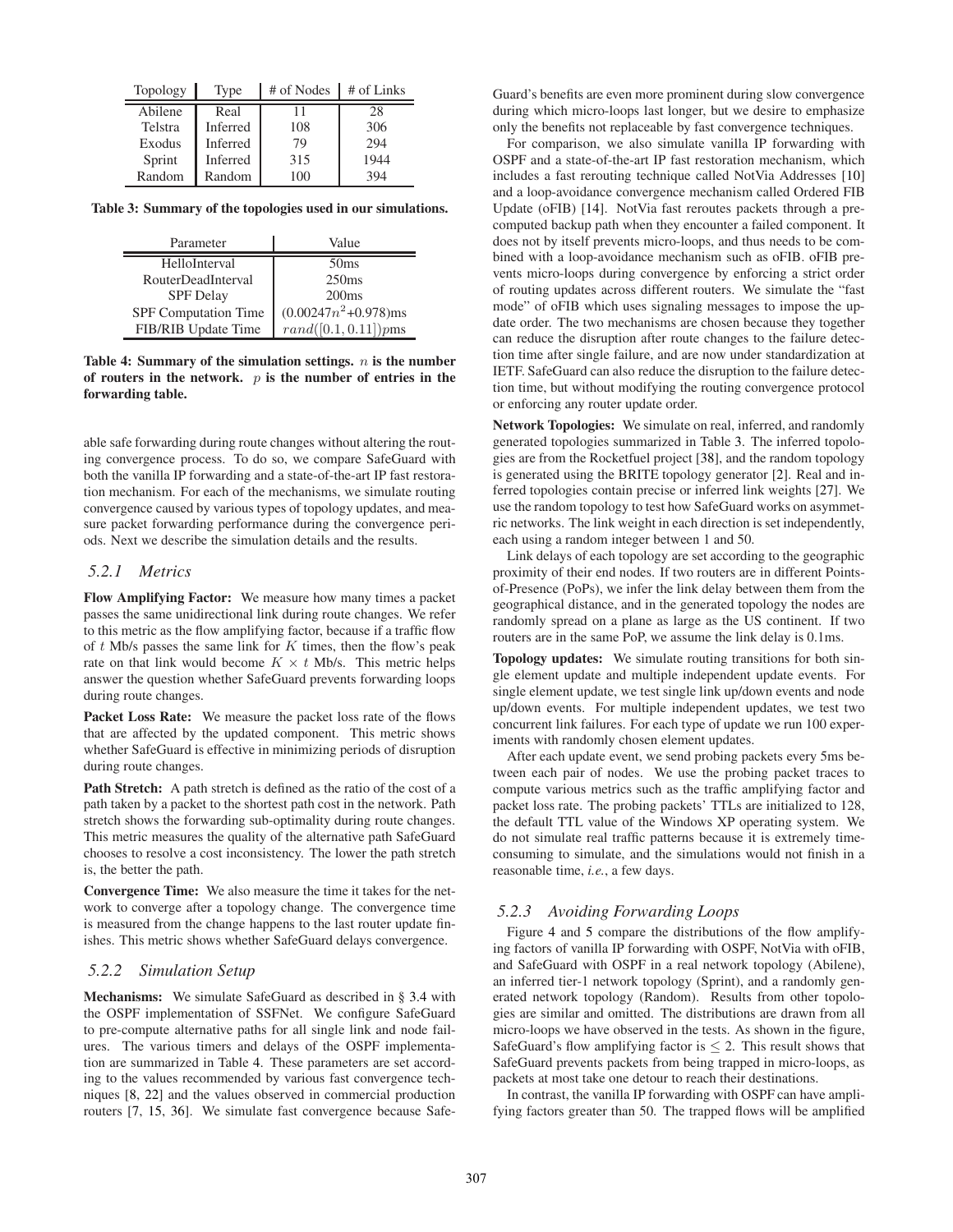| Topology | Type | # of Nodes | # of Links |
|---|---|---|---|
| Abilene | Real | 11 | 28 |
| Telstra | Inferred | 108 | 306 |
| Exodus | Inferred | 79 | 294 |
| Sprint | Inferred | 315 | 1944 |
| Random | Random | 100 | 394 |

**Table 3: Summary of the topologies used in our simulations.**

| Parameter | Value |
|---|---|
| HelloInterval | 50ms |
| RouterDeadInterval | 250ms |
| SPF Delay | 200ms |
| SPF Computation Time | $(0.00247n^2+0.978)$ms |
| FIB/RIB Update Time | $rand([0.1, 0.11])p$ms |

**Table 4: Summary of the simulation settings. $n$ is the number of routers in the network. $p$ is the number of entries in the forwarding table.**

able safe forwarding during route changes without altering the routing convergence process. To do so, we compare SafeGuard with both the vanilla IP forwarding and a state-of-the-art IP fast restoration mechanism. For each of the mechanisms, we simulate routing convergence caused by various types of topology updates, and measure packet forwarding performance during the convergence periods. Next we describe the simulation details and the results.

### 5.2.1 Metrics

**Flow Amplifying Factor:** We measure how many times a packet passes the same unidirectional link during route changes. We refer to this metric as the flow amplifying factor, because if a traffic flow of $t$ Mb/s passes the same link for $K$ times, then the flow's peak rate on that link would become $K \times t$ Mb/s. This metric helps answer the question whether SafeGuard prevents forwarding loops during route changes.

**Packet Loss Rate:** We measure the packet loss rate of the flows that are affected by the updated component. This metric shows whether SafeGuard is effective in minimizing periods of disruption during route changes.

**Path Stretch:** A path stretch is defined as the ratio of the cost of a path taken by a packet to the shortest path cost in the network. Path stretch shows the forwarding sub-optimality during route changes. This metric measures the quality of the alternative path SafeGuard chooses to resolve a cost inconsistency. The lower the path stretch is, the better the path.

**Convergence Time:** We also measure the time it takes for the network to converge after a topology change. The convergence time is measured from the change happens to the last router update finishes. This metric shows whether SafeGuard delays convergence.

### 5.2.2 Simulation Setup

**Mechanisms:** We simulate SafeGuard as described in § 3.4 with the OSPF implementation of SSFNet. We configure SafeGuard to pre-compute alternative paths for all single link and node failures. The various timers and delays of the OSPF implementation are summarized in Table 4. These parameters are set according to the values recommended by various fast convergence techniques [8, 22] and the values observed in commercial production routers [7, 15, 36]. We simulate fast convergence because SafeGuard's benefits are even more prominent during slow convergence during which micro-loops last longer, but we desire to emphasize only the benefits not replaceable by fast convergence techniques.

For comparison, we also simulate vanilla IP forwarding with OSPF and a state-of-the-art IP fast restoration mechanism, which includes a fast rerouting technique called NotVia Addresses [10] and a loop-avoidance convergence mechanism called Ordered FIB Update (oFIB) [14]. NotVia fast reroutes packets through a precomputed backup path when they encounter a failed component. It does not by itself prevents micro-loops, and thus needs to be combined with a loop-avoidance mechanism such as oFIB. oFIB prevents micro-loops during convergence by enforcing a strict order of routing updates across different routers. We simulate the "fast mode" of oFIB which uses signaling messages to impose the update order. The two mechanisms are chosen because they together can reduce the disruption after route changes to the failure detection time after single failure, and are now under standardization at IETF. SafeGuard can also reduce the disruption to the failure detection time, but without modifying the routing convergence protocol or enforcing any router update order.

**Network Topologies:** We simulate on real, inferred, and randomly generated topologies summarized in Table 3. The inferred topologies are from the Rocketfuel project [38], and the random topology is generated using the BRITE topology generator [2]. Real and inferred topologies contain precise or inferred link weights [27]. We use the random topology to test how SafeGuard works on asymmetric networks. The link weight in each direction is set independently, each using a random integer between 1 and 50.

Link delays of each topology are set according to the geographic proximity of their end nodes. If two routers are in different Points-of-Presence (PoPs), we infer the link delay between them from the geographical distance, and in the generated topology the nodes are randomly spread on a plane as large as the US continent. If two routers are in the same PoP, we assume the link delay is 0.1ms.

**Topology updates:** We simulate routing transitions for both single element update and multiple independent update events. For single element update, we test single link up/down events and node up/down events. For multiple independent updates, we test two concurrent link failures. For each type of update we run 100 experiments with randomly chosen element updates.

After each update event, we send probing packets every 5ms between each pair of nodes. We use the probing packet traces to compute various metrics such as the traffic amplifying factor and packet loss rate. The probing packets' TTLs are initialized to 128, the default TTL value of the Windows XP operating system. We do not simulate real traffic patterns because it is extremely time-consuming to simulate, and the simulations would not finish in a reasonable time, *i.e.*, a few days.

### 5.2.3 Avoiding Forwarding Loops

Figure 4 and 5 compare the distributions of the flow amplifying factors of vanilla IP forwarding with OSPF, NotVia with oFIB, and SafeGuard with OSPF in a real network topology (Abilene), an inferred tier-1 network topology (Sprint), and a randomly generated network topology (Random). Results from other topologies are similar and omitted. The distributions are drawn from all micro-loops we have observed in the tests. As shown in the figure, SafeGuard's flow amplifying factor is $\leq 2$. This result shows that SafeGuard prevents packets from being trapped in micro-loops, as packets at most take one detour to reach their destinations.

In contrast, the vanilla IP forwarding with OSPF can have amplifying factors greater than 50. The trapped flows will be amplified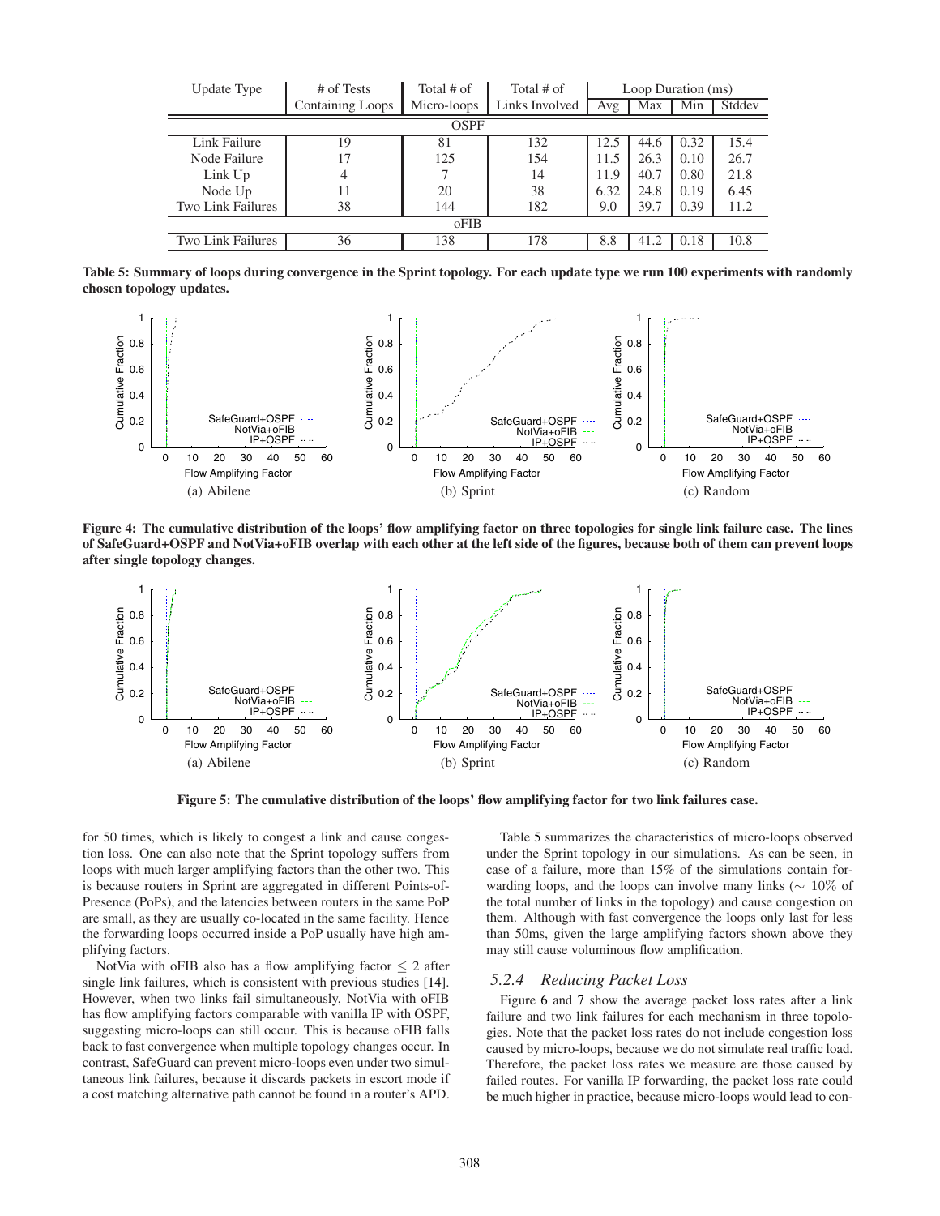| Update Type | # of Tests Containing Loops | Total # of Micro-loops | Total # of Links Involved | Loop Duration (ms) | | | |
|---|---|---|---|---|---|---|---|
| | | | | Avg | Max | Min | Stddev |
| **OSPF** | | | | | | | |
| Link Failure | 19 | 81 | 132 | 12.5 | 44.6 | 0.32 | 15.4 |
| Node Failure | 17 | 125 | 154 | 11.5 | 26.3 | 0.10 | 26.7 |
| Link Up | 4 | 7 | 14 | 11.9 | 40.7 | 0.80 | 21.8 |
| Node Up | 11 | 20 | 38 | 6.32 | 24.8 | 0.19 | 6.45 |
| Two Link Failures | 38 | 144 | 182 | 9.0 | 39.7 | 0.39 | 11.2 |
| **oFIB** | | | | | | | |
| Two Link Failures | 36 | 138 | 178 | 8.8 | 41.2 | 0.18 | 10.8 |

**Table 5: Summary of loops during convergence in the Sprint topology. For each update type we run 100 experiments with randomly chosen topology updates.**

(a) Abilene (b) Sprint (c) Random

**Figure 4: The cumulative distribution of the loops' flow amplifying factor on three topologies for single link failure case. The lines of SafeGuard+OSPF and NotVia+oFIB overlap with each other at the left side of the figures, because both of them can prevent loops after single topology changes.**

(a) Abilene (b) Sprint (c) Random

**Figure 5: The cumulative distribution of the loops' flow amplifying factor for two link failures case.**

for 50 times, which is likely to congest a link and cause congestion loss. One can also note that the Sprint topology suffers from loops with much larger amplifying factors than the other two. This is because routers in Sprint are aggregated in different Points-of-Presence (PoPs), and the latencies between routers in the same PoP are small, as they are usually co-located in the same facility. Hence the forwarding loops occurred inside a PoP usually have high amplifying factors.

NotVia with oFIB also has a flow amplifying factor $\leq 2$ after single link failures, which is consistent with previous studies [14]. However, when two links fail simultaneously, NotVia with oFIB has flow amplifying factors comparable with vanilla IP with OSPF, suggesting micro-loops can still occur. This is because oFIB falls back to fast convergence when multiple topology changes occur. In contrast, SafeGuard can prevent micro-loops even under two simultaneous link failures, because it discards packets in escort mode if a cost matching alternative path cannot be found in a router's APD.

Table 5 summarizes the characteristics of micro-loops observed under the Sprint topology in our simulations. As can be seen, in case of a failure, more than 15% of the simulations contain forwarding loops, and the loops can involve many links ($\sim$ 10% of the total number of links in the topology) and cause congestion on them. Although with fast convergence the loops only last for less than 50ms, given the large amplifying factors shown above they may still cause voluminous flow amplification.

### *5.2.4 Reducing Packet Loss*

Figure 6 and 7 show the average packet loss rates after a link failure and two link failures for each mechanism in three topologies. Note that the packet loss rates do not include congestion loss caused by micro-loops, because we do not simulate real traffic load. Therefore, the packet loss rates we measure are those caused by failed routes. For vanilla IP forwarding, the packet loss rate could be much higher in practice, because micro-loops would lead to con-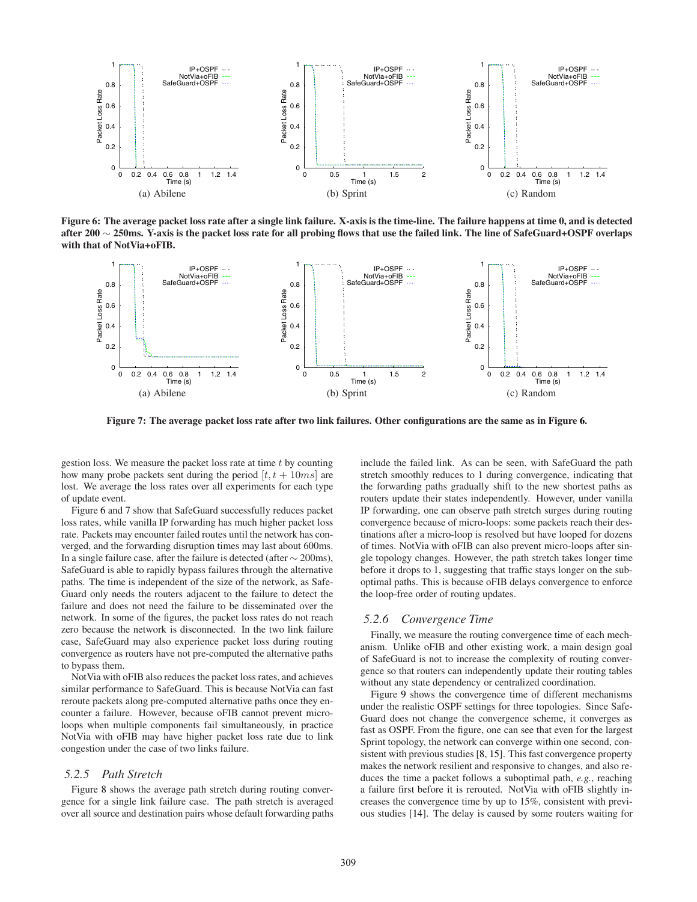(a) Abilene (b) Sprint (c) Random

**Figure 6: The average packet loss rate after a single link failure. X-axis is the time-line. The failure happens at time 0, and is detected after 200 $\sim$ 250ms. Y-axis is the packet loss rate for all probing flows that use the failed link. The line of SafeGuard+OSPF overlaps with that of NotVia+oFIB.**

(a) Abilene (b) Sprint (c) Random

**Figure 7: The average packet loss rate after two link failures. Other configurations are the same as in Figure 6.**

gestion loss. We measure the packet loss rate at time $t$ by counting how many probe packets sent during the period $[t, t + 10ms]$ are lost. We average the loss rates over all experiments for each type of update event.

Figure 6 and 7 show that SafeGuard successfully reduces packet loss rates, while vanilla IP forwarding has much higher packet loss rate. Packets may encounter failed routes until the network has converged, and the forwarding disruption times may last about 600ms. In a single failure case, after the failure is detected (after $\sim$ 200ms), SafeGuard is able to rapidly bypass failures through the alternative paths. The time is independent of the size of the network, as SafeGuard only needs the routers adjacent to the failure to detect the failure and does not need the failure to be disseminated over the network. In some of the figures, the packet loss rates do not reach zero because the network is disconnected. In the two link failure case, SafeGuard may also experience packet loss during routing convergence as routers have not pre-computed the alternative paths to bypass them.

NotVia with oFIB also reduces the packet loss rates, and achieves similar performance to SafeGuard. This is because NotVia can fast reroute packets along pre-computed alternative paths once they encounter a failure. However, because oFIB cannot prevent micro-loops when multiple components fail simultaneously, in practice NotVia with oFIB may have higher packet loss rate due to link congestion under the case of two links failure.

### 5.2.5 Path Stretch

Figure 8 shows the average path stretch during routing convergence for a single link failure case. The path stretch is averaged over all source and destination pairs whose default forwarding paths include the failed link. As can be seen, with SafeGuard the path stretch smoothly reduces to 1 during convergence, indicating that the forwarding paths gradually shift to the new shortest paths as routers update their states independently. However, under vanilla IP forwarding, one can observe path stretch surges during routing convergence because of micro-loops: some packets reach their destinations after a micro-loop is resolved but have looped for dozens of times. NotVia with oFIB can also prevent micro-loops after single topology changes. However, the path stretch takes longer time before it drops to 1, suggesting that traffic stays longer on the sub-optimal paths. This is because oFIB delays convergence to enforce the loop-free order of routing updates.

### 5.2.6 Convergence Time

Finally, we measure the routing convergence time of each mechanism. Unlike oFIB and other existing work, a main design goal of SafeGuard is not to increase the complexity of routing convergence so that routers can independently update their routing tables without any state dependency or centralized coordination.

Figure 9 shows the convergence time of different mechanisms under the realistic OSPF settings for three topologies. Since SafeGuard does not change the convergence scheme, it converges as fast as OSPF. From the figure, one can see that even for the largest Sprint topology, the network can converge within one second, consistent with previous studies [8, 15]. This fast convergence property makes the network resilient and responsive to changes, and also reduces the time a packet follows a suboptimal path, *e.g.*, reaching a failure first before it is rerouted. NotVia with oFIB slightly increases the convergence time by up to 15%, consistent with previous studies [14]. The delay is caused by some routers waiting for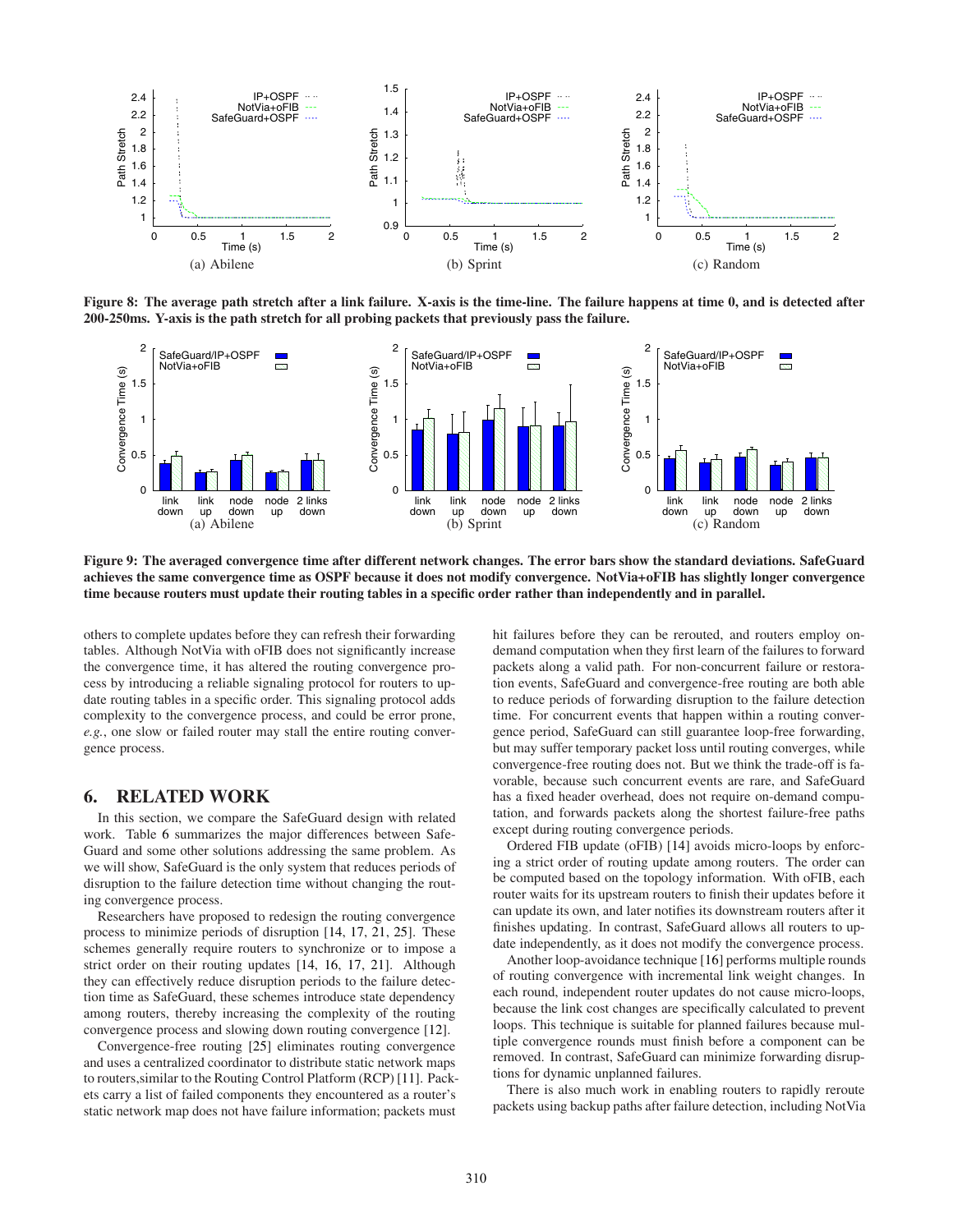Figure 8: The average path stretch after a link failure. X-axis is the time-line. The failure happens at time 0, and is detected after 200-250ms. Y-axis is the path stretch for all probing packets that previously pass the failure.

Figure 9: The averaged convergence time after different network changes. The error bars show the standard deviations. SafeGuard achieves the same convergence time as OSPF because it does not modify convergence. NotVia+oFIB has slightly longer convergence time because routers must update their routing tables in a specific order rather than independently and in parallel.

others to complete updates before they can refresh their forwarding tables. Although NotVia with oFIB does not significantly increase the convergence time, it has altered the routing convergence process by introducing a reliable signaling protocol for routers to update routing tables in a specific order. This signaling protocol adds complexity to the convergence process, and could be error prone, *e.g.*, one slow or failed router may stall the entire routing convergence process.

## 6. RELATED WORK

In this section, we compare the SafeGuard design with related work. Table 6 summarizes the major differences between SafeGuard and some other solutions addressing the same problem. As we will show, SafeGuard is the only system that reduces periods of disruption to the failure detection time without changing the routing convergence process.

Researchers have proposed to redesign the routing convergence process to minimize periods of disruption [14, 17, 21, 25]. These schemes generally require routers to synchronize or to impose a strict order on their routing updates [14, 16, 17, 21]. Although they can effectively reduce disruption periods to the failure detection time as SafeGuard, these schemes introduce state dependency among routers, thereby increasing the complexity of the routing convergence process and slowing down routing convergence [12].

Convergence-free routing [25] eliminates routing convergence and uses a centralized coordinator to distribute static network maps to routers,similar to the Routing Control Platform (RCP) [11]. Packets carry a list of failed components they encountered as a router's static network map does not have failure information; packets must hit failures before they can be rerouted, and routers employ on-demand computation when they first learn of the failures to forward packets along a valid path. For non-concurrent failure or restoration events, SafeGuard and convergence-free routing are both able to reduce periods of forwarding disruption to the failure detection time. For concurrent events that happen within a routing convergence period, SafeGuard can still guarantee loop-free forwarding, but may suffer temporary packet loss until routing converges, while convergence-free routing does not. But we think the trade-off is favorable, because such concurrent events are rare, and SafeGuard has a fixed header overhead, does not require on-demand computation, and forwards packets along the shortest failure-free paths except during routing convergence periods.

Ordered FIB update (oFIB) [14] avoids micro-loops by enforcing a strict order of routing update among routers. The order can be computed based on the topology information. With oFIB, each router waits for its upstream routers to finish their updates before it can update its own, and later notifies its downstream routers after it finishes updating. In contrast, SafeGuard allows all routers to update independently, as it does not modify the convergence process.

Another loop-avoidance technique [16] performs multiple rounds of routing convergence with incremental link weight changes. In each round, independent router updates do not cause micro-loops, because the link cost changes are specifically calculated to prevent loops. This technique is suitable for planned failures because multiple convergence rounds must finish before a component can be removed. In contrast, SafeGuard can minimize forwarding disruptions for dynamic unplanned failures.

There is also much work in enabling routers to rapidly reroute packets using backup paths after failure detection, including NotVia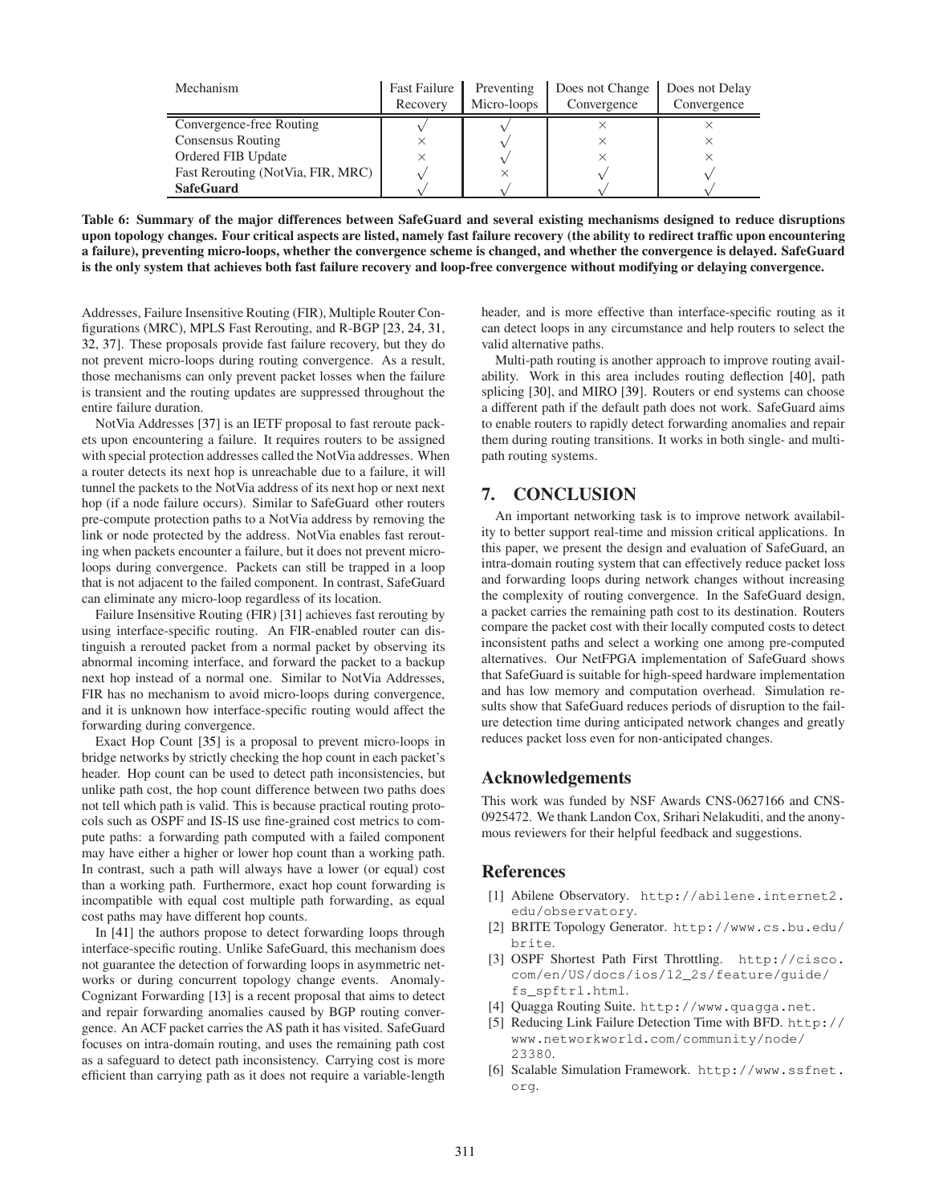| Mechanism | Fast Failure Recovery | Preventing Micro-loops | Does not Change Convergence | Does not Delay Convergence |
|---|---|---|---|---|
| Convergence-free Routing | √ | √ | × | × |
| Consensus Routing | × | √ | × | × |
| Ordered FIB Update | × | √ | × | × |
| Fast Rerouting (NotVia, FIR, MRC) | √ | × | √ | √ |
| **SafeGuard** | √ | √ | √ | √ |

**Table 6: Summary of the major differences between SafeGuard and several existing mechanisms designed to reduce disruptions upon topology changes. Four critical aspects are listed, namely fast failure recovery (the ability to redirect traffic upon encountering a failure), preventing micro-loops, whether the convergence scheme is changed, and whether the convergence is delayed. SafeGuard is the only system that achieves both fast failure recovery and loop-free convergence without modifying or delaying convergence.**

Addresses, Failure Insensitive Routing (FIR), Multiple Router Configurations (MRC), MPLS Fast Rerouting, and R-BGP [23, 24, 31, 32, 37]. These proposals provide fast failure recovery, but they do not prevent micro-loops during routing convergence. As a result, those mechanisms can only prevent packet losses when the failure is transient and the routing updates are suppressed throughout the entire failure duration.

NotVia Addresses [37] is an IETF proposal to fast reroute packets upon encountering a failure. It requires routers to be assigned with special protection addresses called the NotVia addresses. When a router detects its next hop is unreachable due to a failure, it will tunnel the packets to the NotVia address of its next hop or next next hop (if a node failure occurs). Similar to SafeGuard other routers pre-compute protection paths to a NotVia address by removing the link or node protected by the address. NotVia enables fast rerouting when packets encounter a failure, but it does not prevent micro-loops during convergence. Packets can still be trapped in a loop that is not adjacent to the failed component. In contrast, SafeGuard can eliminate any micro-loop regardless of its location.

Failure Insensitive Routing (FIR) [31] achieves fast rerouting by using interface-specific routing. An FIR-enabled router can distinguish a rerouted packet from a normal packet by observing its abnormal incoming interface, and forward the packet to a backup next hop instead of a normal one. Similar to NotVia Addresses, FIR has no mechanism to avoid micro-loops during convergence, and it is unknown how interface-specific routing would affect the forwarding during convergence.

Exact Hop Count [35] is a proposal to prevent micro-loops in bridge networks by strictly checking the hop count in each packet's header. Hop count can be used to detect path inconsistencies, but unlike path cost, the hop count difference between two paths does not tell which path is valid. This is because practical routing protocols such as OSPF and IS-IS use fine-grained cost metrics to compute paths: a forwarding path computed with a failed component may have either a higher or lower hop count than a working path. In contrast, such a path will always have a lower (or equal) cost than a working path. Furthermore, exact hop count forwarding is incompatible with equal cost multiple path forwarding, as equal cost paths may have different hop counts.

In [41] the authors propose to detect forwarding loops through interface-specific routing. Unlike SafeGuard, this mechanism does not guarantee the detection of forwarding loops in asymmetric networks or during concurrent topology change events. Anomaly-Cognizant Forwarding [13] is a recent proposal that aims to detect and repair forwarding anomalies caused by BGP routing convergence. An ACF packet carries the AS path it has visited. SafeGuard focuses on intra-domain routing, and uses the remaining path cost as a safeguard to detect path inconsistency. Carrying cost is more efficient than carrying path as it does not require a variable-length header, and is more effective than interface-specific routing as it can detect loops in any circumstance and help routers to select the valid alternative paths.

Multi-path routing is another approach to improve routing availability. Work in this area includes routing deflection [40], path splicing [30], and MIRO [39]. Routers or end systems can choose a different path if the default path does not work. SafeGuard aims to enable routers to rapidly detect forwarding anomalies and repair them during routing transitions. It works in both single- and multi-path routing systems.

## 7. CONCLUSION

An important networking task is to improve network availability to better support real-time and mission critical applications. In this paper, we present the design and evaluation of SafeGuard, an intra-domain routing system that can effectively reduce packet loss and forwarding loops during network changes without increasing the complexity of routing convergence. In the SafeGuard design, a packet carries the remaining path cost to its destination. Routers compare the packet cost with their locally computed costs to detect inconsistent paths and select a working one among pre-computed alternatives. Our NetFPGA implementation of SafeGuard shows that SafeGuard is suitable for high-speed hardware implementation and has low memory and computation overhead. Simulation results show that SafeGuard reduces periods of disruption to the failure detection time during anticipated network changes and greatly reduces packet loss even for non-anticipated changes.

## Acknowledgements

This work was funded by NSF Awards CNS-0627166 and CNS-0925472. We thank Landon Cox, Srihari Nelakuditi, and the anonymous reviewers for their helpful feedback and suggestions.

## References

[1] Abilene Observatory. http://abilene.internet2.edu/observatory.

[2] BRITE Topology Generator. http://www.cs.bu.edu/brite.

[3] OSPF Shortest Path First Throttling. http://cisco.com/en/US/docs/ios/12_2s/feature/guide/fs_spftrl.html.

[4] Quagga Routing Suite. http://www.quagga.net.

[5] Reducing Link Failure Detection Time with BFD. http://www.networkworld.com/community/node/23380.

[6] Scalable Simulation Framework. http://www.ssfnet.org.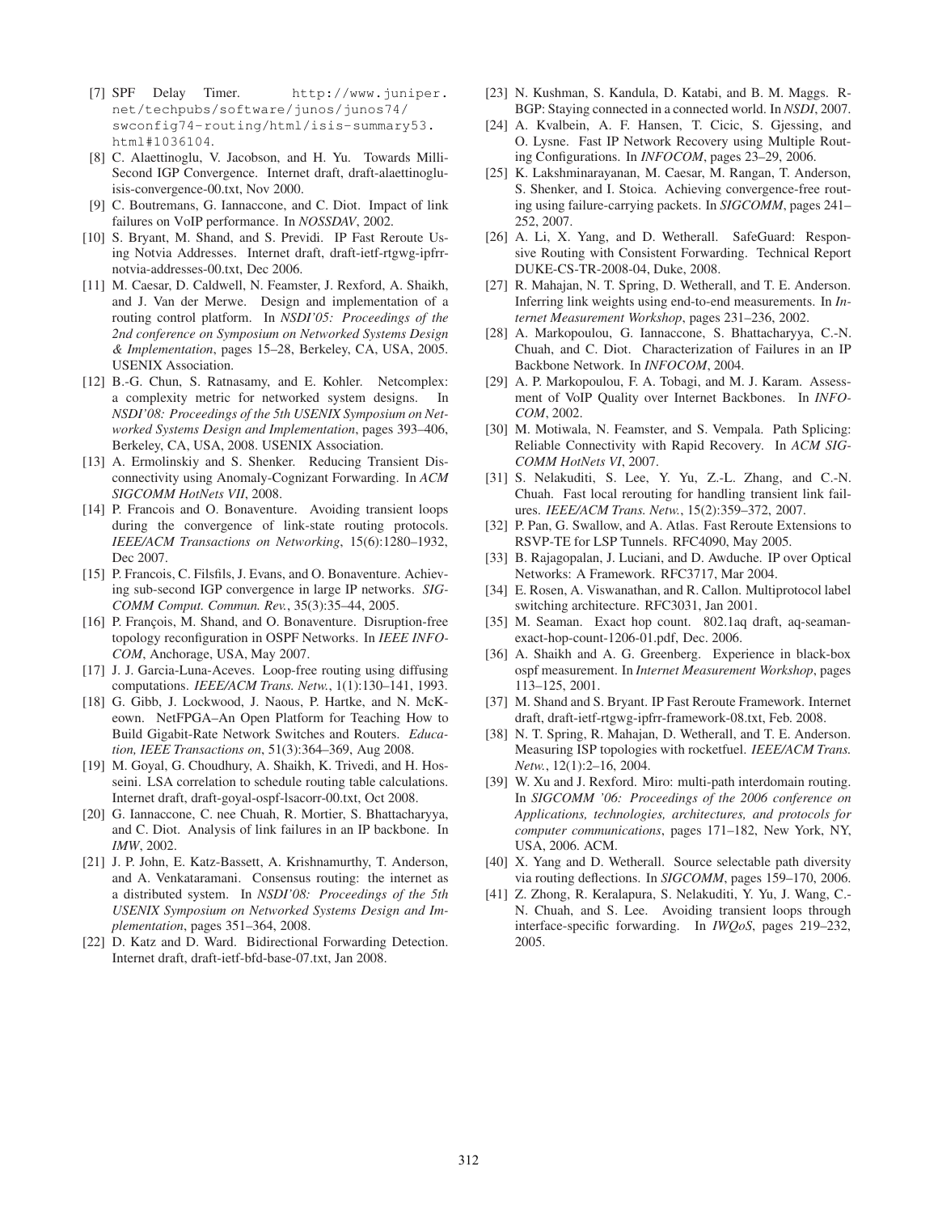[7] SPF Delay Timer. `http://www.juniper.net/techpubs/software/junos/junos74/swconfig74-routing/html/isis-summary53.html#1036104`.

[8] C. Alaettinoglu, V. Jacobson, and H. Yu. Towards Milli-Second IGP Convergence. Internet draft, draft-alaettinoglu-isis-convergence-00.txt, Nov 2000.

[9] C. Boutremans, G. Iannaccone, and C. Diot. Impact of link failures on VoIP performance. In *NOSSDAV*, 2002.

[10] S. Bryant, M. Shand, and S. Previdi. IP Fast Reroute Using Notvia Addresses. Internet draft, draft-ietf-rtgwg-ipfrr-notvia-addresses-00.txt, Dec 2006.

[11] M. Caesar, D. Caldwell, N. Feamster, J. Rexford, A. Shaikh, and J. Van der Merwe. Design and implementation of a routing control platform. In *NSDI'05: Proceedings of the 2nd conference on Symposium on Networked Systems Design & Implementation*, pages 15–28, Berkeley, CA, USA, 2005. USENIX Association.

[12] B.-G. Chun, S. Ratnasamy, and E. Kohler. Netcomplex: a complexity metric for networked system designs. In *NSDI'08: Proceedings of the 5th USENIX Symposium on Networked Systems Design and Implementation*, pages 393–406, Berkeley, CA, USA, 2008. USENIX Association.

[13] A. Ermolinskiy and S. Shenker. Reducing Transient Disconnectivity using Anomaly-Cognizant Forwarding. In *ACM SIGCOMM HotNets VII*, 2008.

[14] P. Francois and O. Bonaventure. Avoiding transient loops during the convergence of link-state routing protocols. *IEEE/ACM Transactions on Networking*, 15(6):1280–1932, Dec 2007.

[15] P. Francois, C. Filsfils, J. Evans, and O. Bonaventure. Achieving sub-second IGP convergence in large IP networks. *SIGCOMM Comput. Commun. Rev.*, 35(3):35–44, 2005.

[16] P. François, M. Shand, and O. Bonaventure. Disruption-free topology reconfiguration in OSPF Networks. In *IEEE INFOCOM*, Anchorage, USA, May 2007.

[17] J. J. Garcia-Luna-Aceves. Loop-free routing using diffusing computations. *IEEE/ACM Trans. Netw.*, 1(1):130–141, 1993.

[18] G. Gibb, J. Lockwood, J. Naous, P. Hartke, and N. McKeown. NetFPGA–An Open Platform for Teaching How to Build Gigabit-Rate Network Switches and Routers. *Education, IEEE Transactions on*, 51(3):364–369, Aug 2008.

[19] M. Goyal, G. Choudhury, A. Shaikh, K. Trivedi, and H. Hosseini. LSA correlation to schedule routing table calculations. Internet draft, draft-goyal-ospf-lsacorr-00.txt, Oct 2008.

[20] G. Iannaccone, C. nee Chuah, R. Mortier, S. Bhattacharyya, and C. Diot. Analysis of link failures in an IP backbone. In *IMW*, 2002.

[21] J. P. John, E. Katz-Bassett, A. Krishnamurthy, T. Anderson, and A. Venkataramani. Consensus routing: the internet as a distributed system. In *NSDI'08: Proceedings of the 5th USENIX Symposium on Networked Systems Design and Implementation*, pages 351–364, 2008.

[22] D. Katz and D. Ward. Bidirectional Forwarding Detection. Internet draft, draft-ietf-bfd-base-07.txt, Jan 2008.

[23] N. Kushman, S. Kandula, D. Katabi, and B. M. Maggs. R-BGP: Staying connected in a connected world. In *NSDI*, 2007.

[24] A. Kvalbein, A. F. Hansen, T. Cicic, S. Gjessing, and O. Lysne. Fast IP Network Recovery using Multiple Routing Configurations. In *INFOCOM*, pages 23–29, 2006.

[25] K. Lakshminarayanan, M. Caesar, M. Rangan, T. Anderson, S. Shenker, and I. Stoica. Achieving convergence-free routing using failure-carrying packets. In *SIGCOMM*, pages 241–252, 2007.

[26] A. Li, X. Yang, and D. Wetherall. SafeGuard: Responsive Routing with Consistent Forwarding. Technical Report DUKE-CS-TR-2008-04, Duke, 2008.

[27] R. Mahajan, N. T. Spring, D. Wetherall, and T. E. Anderson. Inferring link weights using end-to-end measurements. In *Internet Measurement Workshop*, pages 231–236, 2002.

[28] A. Markopoulou, G. Iannaccone, S. Bhattacharyya, C.-N. Chuah, and C. Diot. Characterization of Failures in an IP Backbone Network. In *INFOCOM*, 2004.

[29] A. P. Markopoulou, F. A. Tobagi, and M. J. Karam. Assessment of VoIP Quality over Internet Backbones. In *INFOCOM*, 2002.

[30] M. Motiwala, N. Feamster, and S. Vempala. Path Splicing: Reliable Connectivity with Rapid Recovery. In *ACM SIGCOMM HotNets VI*, 2007.

[31] S. Nelakuditi, S. Lee, Y. Yu, Z.-L. Zhang, and C.-N. Chuah. Fast local rerouting for handling transient link failures. *IEEE/ACM Trans. Netw.*, 15(2):359–372, 2007.

[32] P. Pan, G. Swallow, and A. Atlas. Fast Reroute Extensions to RSVP-TE for LSP Tunnels. RFC4090, May 2005.

[33] B. Rajagopalan, J. Luciani, and D. Awduche. IP over Optical Networks: A Framework. RFC3717, Mar 2004.

[34] E. Rosen, A. Viswanathan, and R. Callon. Multiprotocol label switching architecture. RFC3031, Jan 2001.

[35] M. Seaman. Exact hop count. 802.1aq draft, aq-seaman-exact-hop-count-1206-01.pdf, Dec. 2006.

[36] A. Shaikh and A. G. Greenberg. Experience in black-box ospf measurement. In *Internet Measurement Workshop*, pages 113–125, 2001.

[37] M. Shand and S. Bryant. IP Fast Reroute Framework. Internet draft, draft-ietf-rtgwg-ipfrr-framework-08.txt, Feb. 2008.

[38] N. T. Spring, R. Mahajan, D. Wetherall, and T. E. Anderson. Measuring ISP topologies with rocketfuel. *IEEE/ACM Trans. Netw.*, 12(1):2–16, 2004.

[39] W. Xu and J. Rexford. Miro: multi-path interdomain routing. In *SIGCOMM '06: Proceedings of the 2006 conference on Applications, technologies, architectures, and protocols for computer communications*, pages 171–182, New York, NY, USA, 2006. ACM.

[40] X. Yang and D. Wetherall. Source selectable path diversity via routing deflections. In *SIGCOMM*, pages 159–170, 2006.

[41] Z. Zhong, R. Keralapura, S. Nelakuditi, Y. Yu, J. Wang, C.-N. Chuah, and S. Lee. Avoiding transient loops through interface-specific forwarding. In *IWQoS*, pages 219–232, 2005.